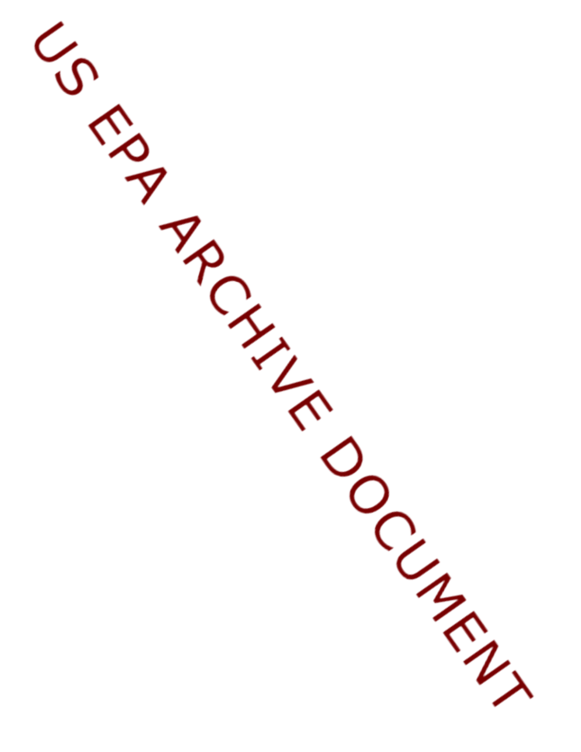US EPA ARCHIVE DOCUMENT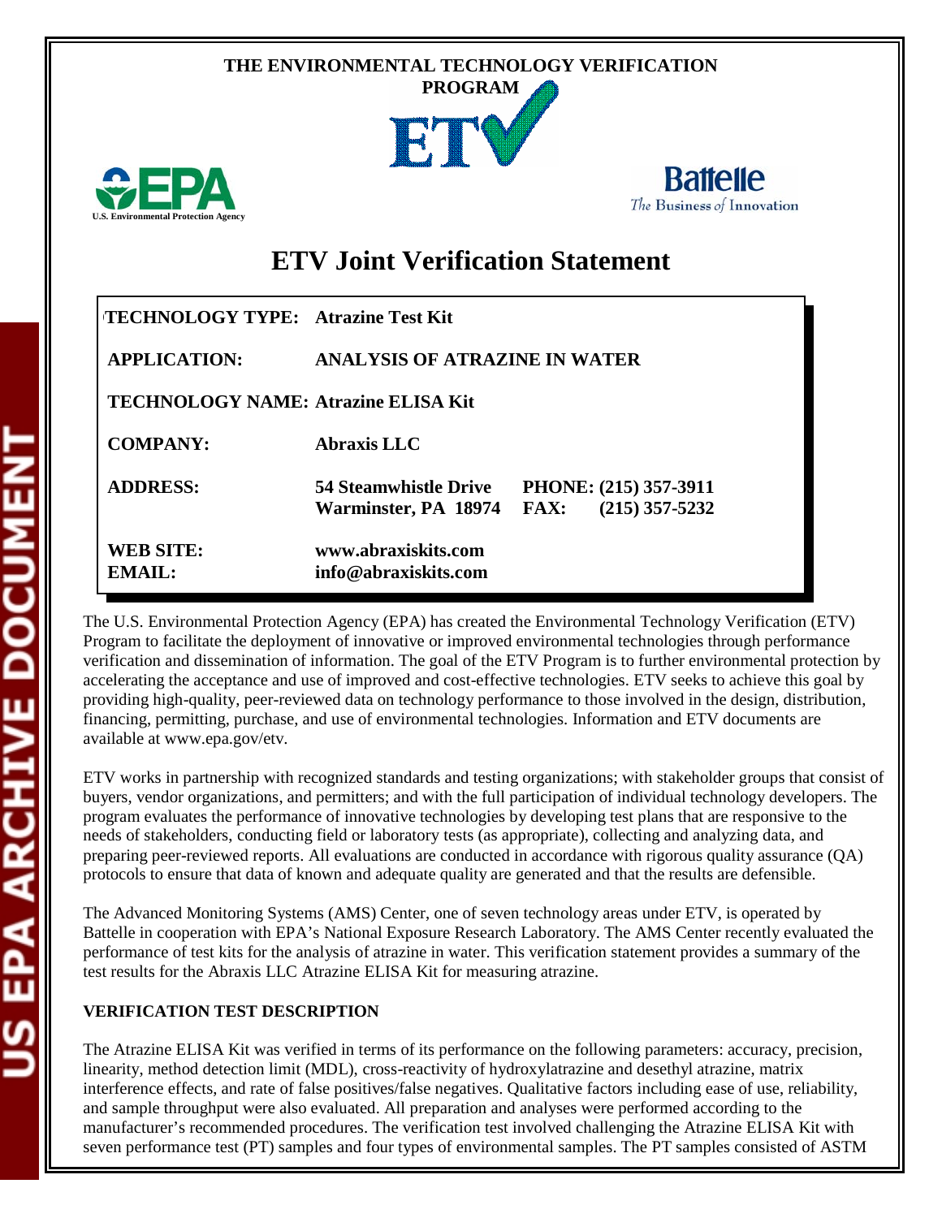THE ENVIRONMENTAL TECHNOLOGY VERIFICATION PROGRAM

U.S. Environmental Protection Agency

Battelle
The Business of Innovation

# ETV Joint Verification Statement

| | | |
|---|---|---|
| **TECHNOLOGY TYPE:** | **Atrazine Test Kit** | |
| **APPLICATION:** | **ANALYSIS OF ATRAZINE IN WATER** | |
| **TECHNOLOGY NAME:** | **Atrazine ELISA Kit** | |
| **COMPANY:** | **Abraxis LLC** | |
| **ADDRESS:** | **54 Steamwhistle Drive Warminster, PA 18974** | **PHONE: (215) 357-3911 FAX: (215) 357-5232** |
| **WEB SITE: EMAIL:** | **www.abraxiskits.com info@abraxiskits.com** | |

The U.S. Environmental Protection Agency (EPA) has created the Environmental Technology Verification (ETV) Program to facilitate the deployment of innovative or improved environmental technologies through performance verification and dissemination of information. The goal of the ETV Program is to further environmental protection by accelerating the acceptance and use of improved and cost-effective technologies. ETV seeks to achieve this goal by providing high-quality, peer-reviewed data on technology performance to those involved in the design, distribution, financing, permitting, purchase, and use of environmental technologies. Information and ETV documents are available at www.epa.gov/etv.

ETV works in partnership with recognized standards and testing organizations; with stakeholder groups that consist of buyers, vendor organizations, and permitters; and with the full participation of individual technology developers. The program evaluates the performance of innovative technologies by developing test plans that are responsive to the needs of stakeholders, conducting field or laboratory tests (as appropriate), collecting and analyzing data, and preparing peer-reviewed reports. All evaluations are conducted in accordance with rigorous quality assurance (QA) protocols to ensure that data of known and adequate quality are generated and that the results are defensible.

The Advanced Monitoring Systems (AMS) Center, one of seven technology areas under ETV, is operated by Battelle in cooperation with EPA's National Exposure Research Laboratory. The AMS Center recently evaluated the performance of test kits for the analysis of atrazine in water. This verification statement provides a summary of the test results for the Abraxis LLC Atrazine ELISA Kit for measuring atrazine.

**VERIFICATION TEST DESCRIPTION**

The Atrazine ELISA Kit was verified in terms of its performance on the following parameters: accuracy, precision, linearity, method detection limit (MDL), cross-reactivity of hydroxylatrazine and desethyl atrazine, matrix interference effects, and rate of false positives/false negatives. Qualitative factors including ease of use, reliability, and sample throughput were also evaluated. All preparation and analyses were performed according to the manufacturer's recommended procedures. The verification test involved challenging the Atrazine ELISA Kit with seven performance test (PT) samples and four types of environmental samples. The PT samples consisted of ASTM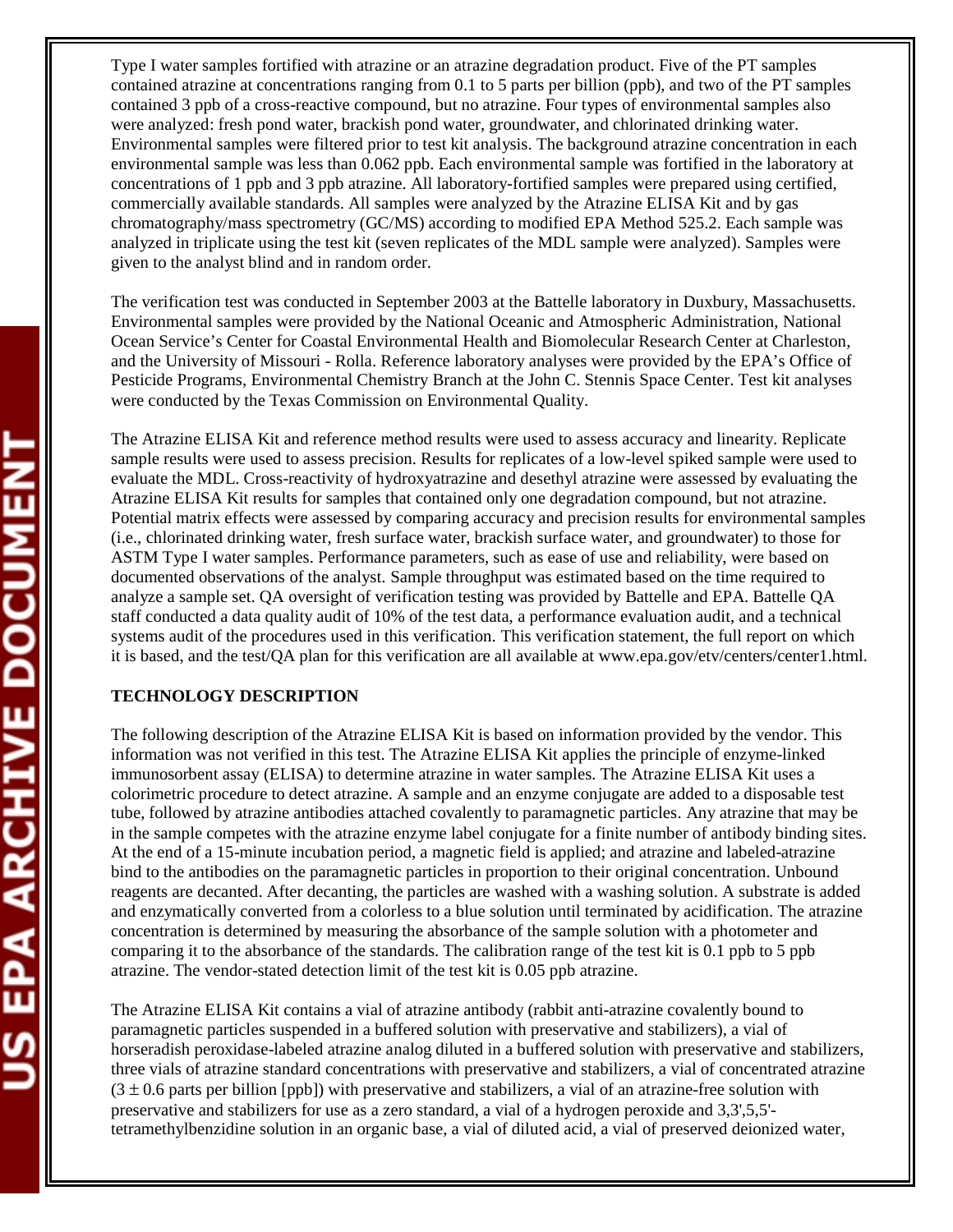Type I water samples fortified with atrazine or an atrazine degradation product. Five of the PT samples contained atrazine at concentrations ranging from 0.1 to 5 parts per billion (ppb), and two of the PT samples contained 3 ppb of a cross-reactive compound, but no atrazine. Four types of environmental samples also were analyzed: fresh pond water, brackish pond water, groundwater, and chlorinated drinking water. Environmental samples were filtered prior to test kit analysis. The background atrazine concentration in each environmental sample was less than 0.062 ppb. Each environmental sample was fortified in the laboratory at concentrations of 1 ppb and 3 ppb atrazine. All laboratory-fortified samples were prepared using certified, commercially available standards. All samples were analyzed by the Atrazine ELISA Kit and by gas chromatography/mass spectrometry (GC/MS) according to modified EPA Method 525.2. Each sample was analyzed in triplicate using the test kit (seven replicates of the MDL sample were analyzed). Samples were given to the analyst blind and in random order.

The verification test was conducted in September 2003 at the Battelle laboratory in Duxbury, Massachusetts. Environmental samples were provided by the National Oceanic and Atmospheric Administration, National Ocean Service's Center for Coastal Environmental Health and Biomolecular Research Center at Charleston, and the University of Missouri - Rolla. Reference laboratory analyses were provided by the EPA's Office of Pesticide Programs, Environmental Chemistry Branch at the John C. Stennis Space Center. Test kit analyses were conducted by the Texas Commission on Environmental Quality.

The Atrazine ELISA Kit and reference method results were used to assess accuracy and linearity. Replicate sample results were used to assess precision. Results for replicates of a low-level spiked sample were used to evaluate the MDL. Cross-reactivity of hydroxyatrazine and desethyl atrazine were assessed by evaluating the Atrazine ELISA Kit results for samples that contained only one degradation compound, but not atrazine. Potential matrix effects were assessed by comparing accuracy and precision results for environmental samples (i.e., chlorinated drinking water, fresh surface water, brackish surface water, and groundwater) to those for ASTM Type I water samples. Performance parameters, such as ease of use and reliability, were based on documented observations of the analyst. Sample throughput was estimated based on the time required to analyze a sample set. QA oversight of verification testing was provided by Battelle and EPA. Battelle QA staff conducted a data quality audit of 10% of the test data, a performance evaluation audit, and a technical systems audit of the procedures used in this verification. This verification statement, the full report on which it is based, and the test/QA plan for this verification are all available at www.epa.gov/etv/centers/center1.html.

## TECHNOLOGY DESCRIPTION

The following description of the Atrazine ELISA Kit is based on information provided by the vendor. This information was not verified in this test. The Atrazine ELISA Kit applies the principle of enzyme-linked immunosorbent assay (ELISA) to determine atrazine in water samples. The Atrazine ELISA Kit uses a colorimetric procedure to detect atrazine. A sample and an enzyme conjugate are added to a disposable test tube, followed by atrazine antibodies attached covalently to paramagnetic particles. Any atrazine that may be in the sample competes with the atrazine enzyme label conjugate for a finite number of antibody binding sites. At the end of a 15-minute incubation period, a magnetic field is applied; and atrazine and labeled-atrazine bind to the antibodies on the paramagnetic particles in proportion to their original concentration. Unbound reagents are decanted. After decanting, the particles are washed with a washing solution. A substrate is added and enzymatically converted from a colorless to a blue solution until terminated by acidification. The atrazine concentration is determined by measuring the absorbance of the sample solution with a photometer and comparing it to the absorbance of the standards. The calibration range of the test kit is 0.1 ppb to 5 ppb atrazine. The vendor-stated detection limit of the test kit is 0.05 ppb atrazine.

The Atrazine ELISA Kit contains a vial of atrazine antibody (rabbit anti-atrazine covalently bound to paramagnetic particles suspended in a buffered solution with preservative and stabilizers), a vial of horseradish peroxidase-labeled atrazine analog diluted in a buffered solution with preservative and stabilizers, three vials of atrazine standard concentrations with preservative and stabilizers, a vial of concentrated atrazine ($3 \pm 0.6$ parts per billion [ppb]) with preservative and stabilizers, a vial of an atrazine-free solution with preservative and stabilizers for use as a zero standard, a vial of a hydrogen peroxide and 3,3',5,5'-tetramethylbenzidine solution in an organic base, a vial of diluted acid, a vial of preserved deionized water,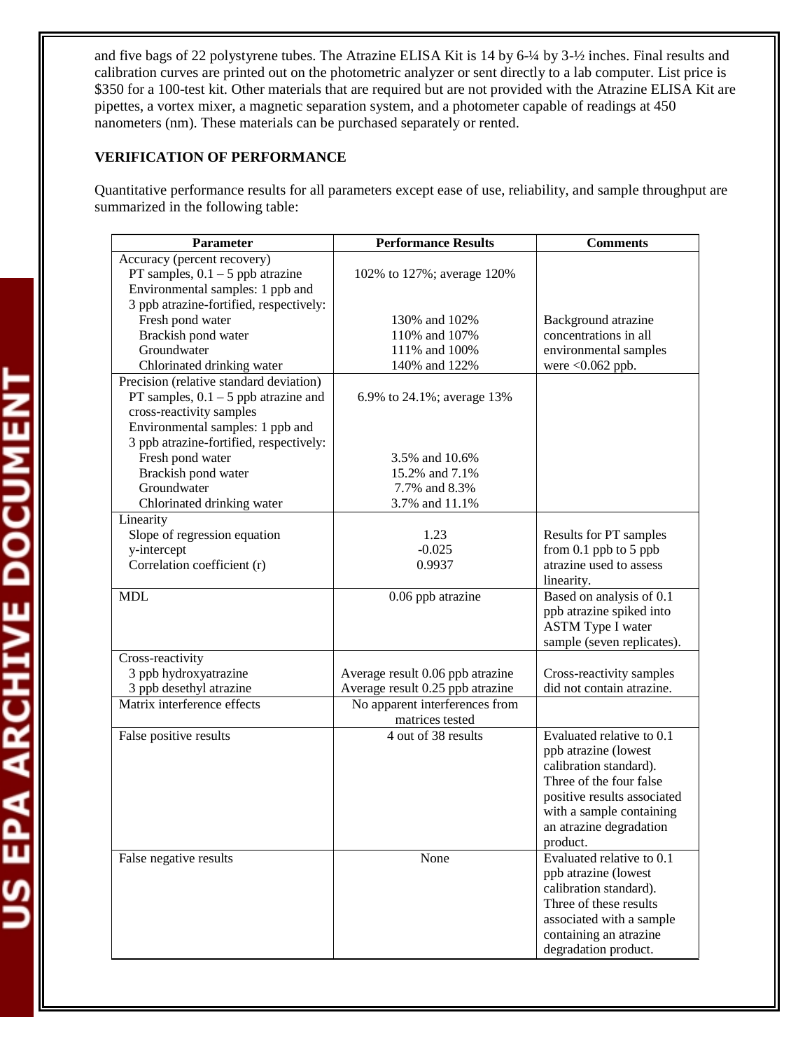and five bags of 22 polystyrene tubes. The Atrazine ELISA Kit is 14 by 6-¼ by 3-½ inches. Final results and calibration curves are printed out on the photometric analyzer or sent directly to a lab computer. List price is $350 for a 100-test kit. Other materials that are required but are not provided with the Atrazine ELISA Kit are pipettes, a vortex mixer, a magnetic separation system, and a photometer capable of readings at 450 nanometers (nm). These materials can be purchased separately or rented.

**VERIFICATION OF PERFORMANCE**

Quantitative performance results for all parameters except ease of use, reliability, and sample throughput are summarized in the following table:

| Parameter | Performance Results | Comments |
|---|---|---|
| Accuracy (percent recovery) | | |
| PT samples, 0.1 – 5 ppb atrazine | 102% to 127%; average 120% | |
| Environmental samples: 1 ppb and 3 ppb atrazine-fortified, respectively: | | |
| Fresh pond water | 130% and 102% | Background atrazine concentrations in all environmental samples were <0.062 ppb. |
| Brackish pond water | 110% and 107% | |
| Groundwater | 111% and 100% | |
| Chlorinated drinking water | 140% and 122% | |
| Precision (relative standard deviation) | | |
| PT samples, 0.1 – 5 ppb atrazine and cross-reactivity samples | 6.9% to 24.1%; average 13% | |
| Environmental samples: 1 ppb and 3 ppb atrazine-fortified, respectively: | | |
| Fresh pond water | 3.5% and 10.6% | |
| Brackish pond water | 15.2% and 7.1% | |
| Groundwater | 7.7% and 8.3% | |
| Chlorinated drinking water | 3.7% and 11.1% | |
| Linearity | | |
| Slope of regression equation | 1.23 | Results for PT samples from 0.1 ppb to 5 ppb atrazine used to assess linearity. |
| y-intercept | -0.025 | |
| Correlation coefficient (r) | 0.9937 | |
| MDL | 0.06 ppb atrazine | Based on analysis of 0.1 ppb atrazine spiked into ASTM Type I water sample (seven replicates). |
| Cross-reactivity | | |
| 3 ppb hydroxyatrazine | Average result 0.06 ppb atrazine | Cross-reactivity samples did not contain atrazine. |
| 3 ppb desethyl atrazine | Average result 0.25 ppb atrazine | |
| Matrix interference effects | No apparent interferences from matrices tested | |
| False positive results | 4 out of 38 results | Evaluated relative to 0.1 ppb atrazine (lowest calibration standard). Three of the four false positive results associated with a sample containing an atrazine degradation product. |
| False negative results | None | Evaluated relative to 0.1 ppb atrazine (lowest calibration standard). Three of these results associated with a sample containing an atrazine degradation product. |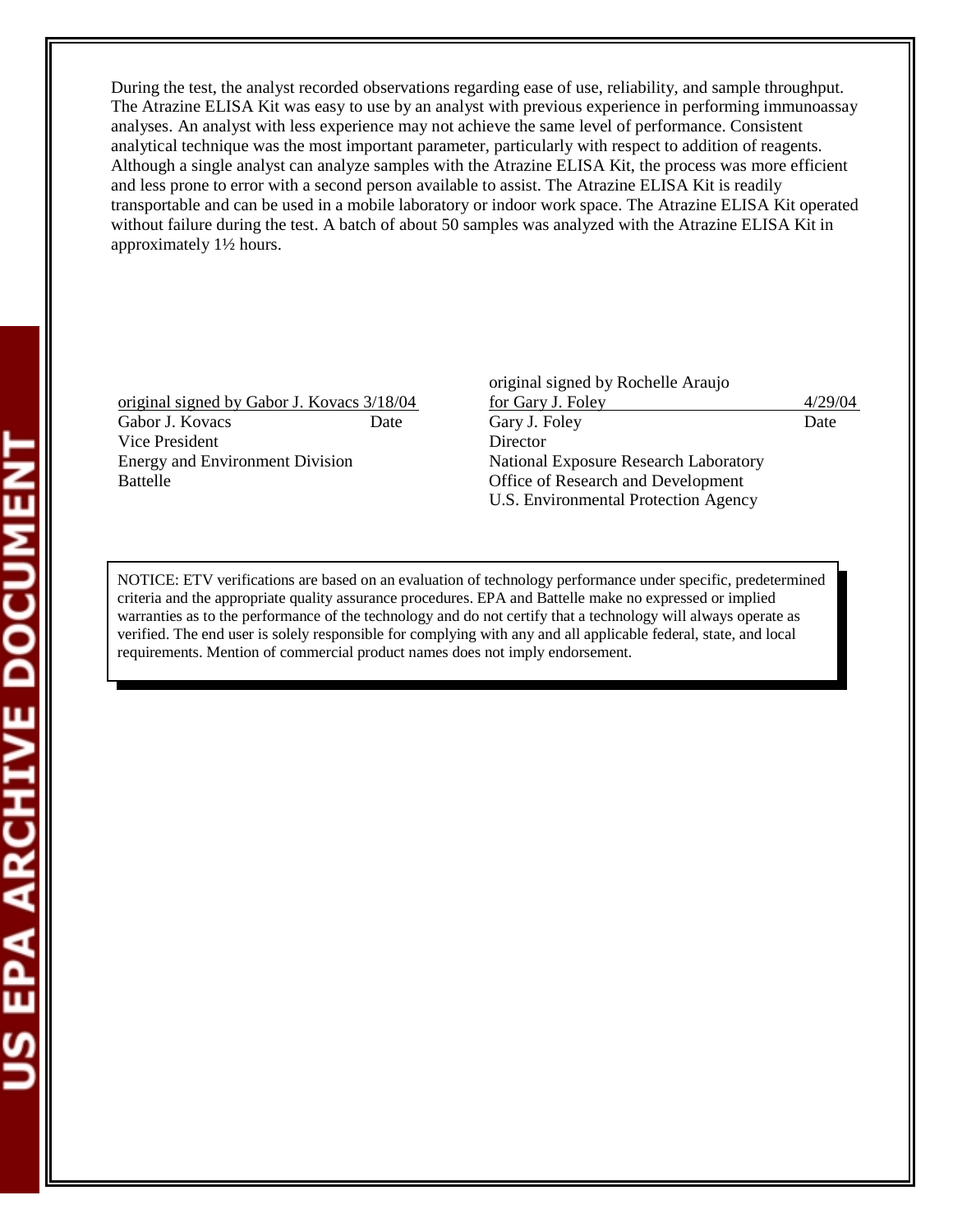During the test, the analyst recorded observations regarding ease of use, reliability, and sample throughput. The Atrazine ELISA Kit was easy to use by an analyst with previous experience in performing immunoassay analyses. An analyst with less experience may not achieve the same level of performance. Consistent analytical technique was the most important parameter, particularly with respect to addition of reagents. Although a single analyst can analyze samples with the Atrazine ELISA Kit, the process was more efficient and less prone to error with a second person available to assist. The Atrazine ELISA Kit is readily transportable and can be used in a mobile laboratory or indoor work space. The Atrazine ELISA Kit operated without failure during the test. A batch of about 50 samples was analyzed with the Atrazine ELISA Kit in approximately 1½ hours.

original signed by Gabor J. Kovacs 3/18/04
Gabor J. Kovacs Date
Vice President
Energy and Environment Division
Battelle

original signed by Rochelle Araujo
for Gary J. Foley 4/29/04
Gary J. Foley Date
Director
National Exposure Research Laboratory
Office of Research and Development
U.S. Environmental Protection Agency

NOTICE: ETV verifications are based on an evaluation of technology performance under specific, predetermined criteria and the appropriate quality assurance procedures. EPA and Battelle make no expressed or implied warranties as to the performance of the technology and do not certify that a technology will always operate as verified. The end user is solely responsible for complying with any and all applicable federal, state, and local requirements. Mention of commercial product names does not imply endorsement.